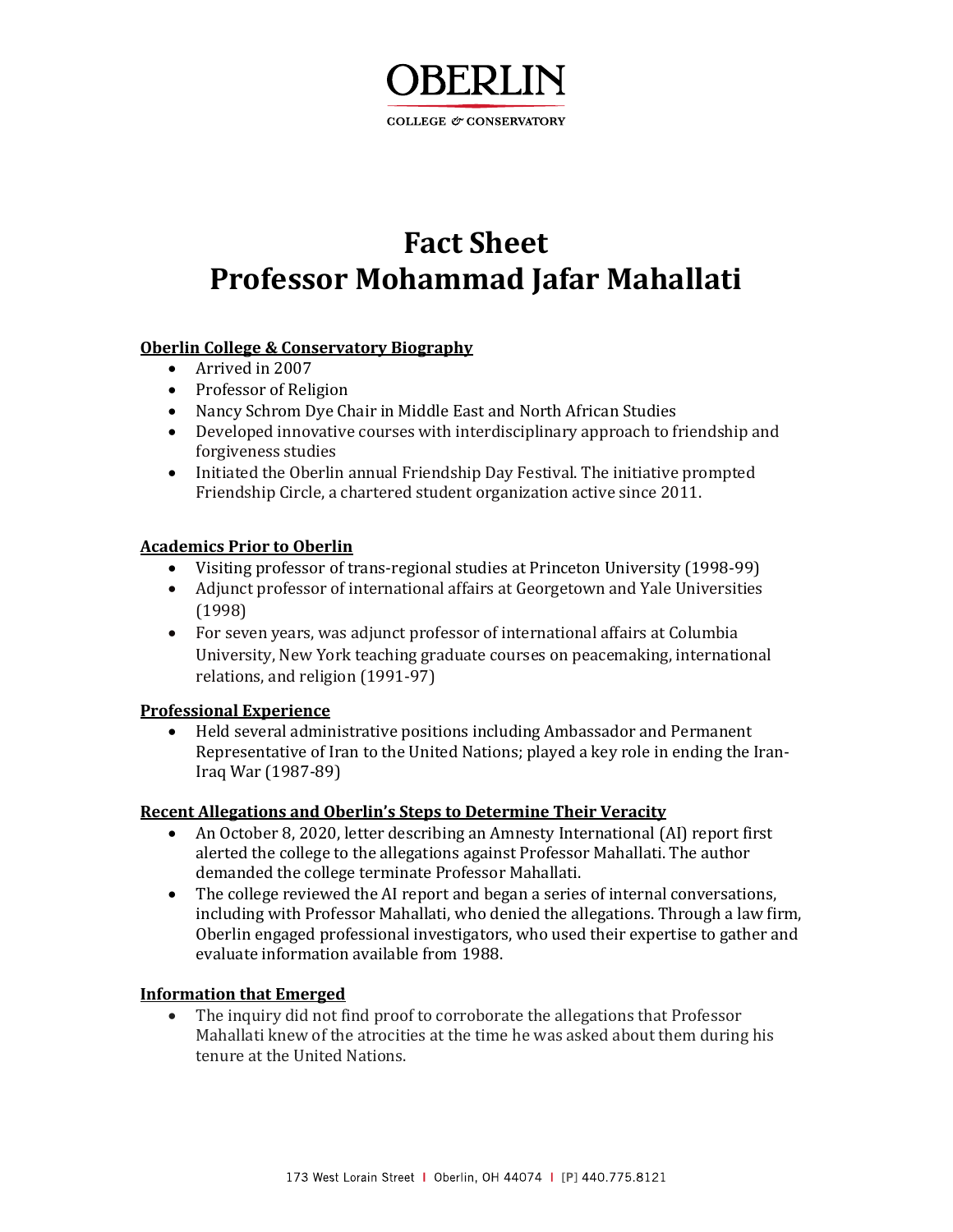# OBERLIN

COLLEGE & CONSERVATORY

# Fact Sheet
# Professor Mohammad Jafar Mahallati

## Oberlin College & Conservatory Biography

- Arrived in 2007
- Professor of Religion
- Nancy Schrom Dye Chair in Middle East and North African Studies
- Developed innovative courses with interdisciplinary approach to friendship and forgiveness studies
- Initiated the Oberlin annual Friendship Day Festival. The initiative prompted Friendship Circle, a chartered student organization active since 2011.

## Academics Prior to Oberlin

- Visiting professor of trans-regional studies at Princeton University (1998-99)
- Adjunct professor of international affairs at Georgetown and Yale Universities (1998)
- For seven years, was adjunct professor of international affairs at Columbia University, New York teaching graduate courses on peacemaking, international relations, and religion (1991-97)

## Professional Experience

- Held several administrative positions including Ambassador and Permanent Representative of Iran to the United Nations; played a key role in ending the Iran-Iraq War (1987-89)

## Recent Allegations and Oberlin's Steps to Determine Their Veracity

- An October 8, 2020, letter describing an Amnesty International (AI) report first alerted the college to the allegations against Professor Mahallati. The author demanded the college terminate Professor Mahallati.
- The college reviewed the AI report and began a series of internal conversations, including with Professor Mahallati, who denied the allegations. Through a law firm, Oberlin engaged professional investigators, who used their expertise to gather and evaluate information available from 1988.

## Information that Emerged

- The inquiry did not find proof to corroborate the allegations that Professor Mahallati knew of the atrocities at the time he was asked about them during his tenure at the United Nations.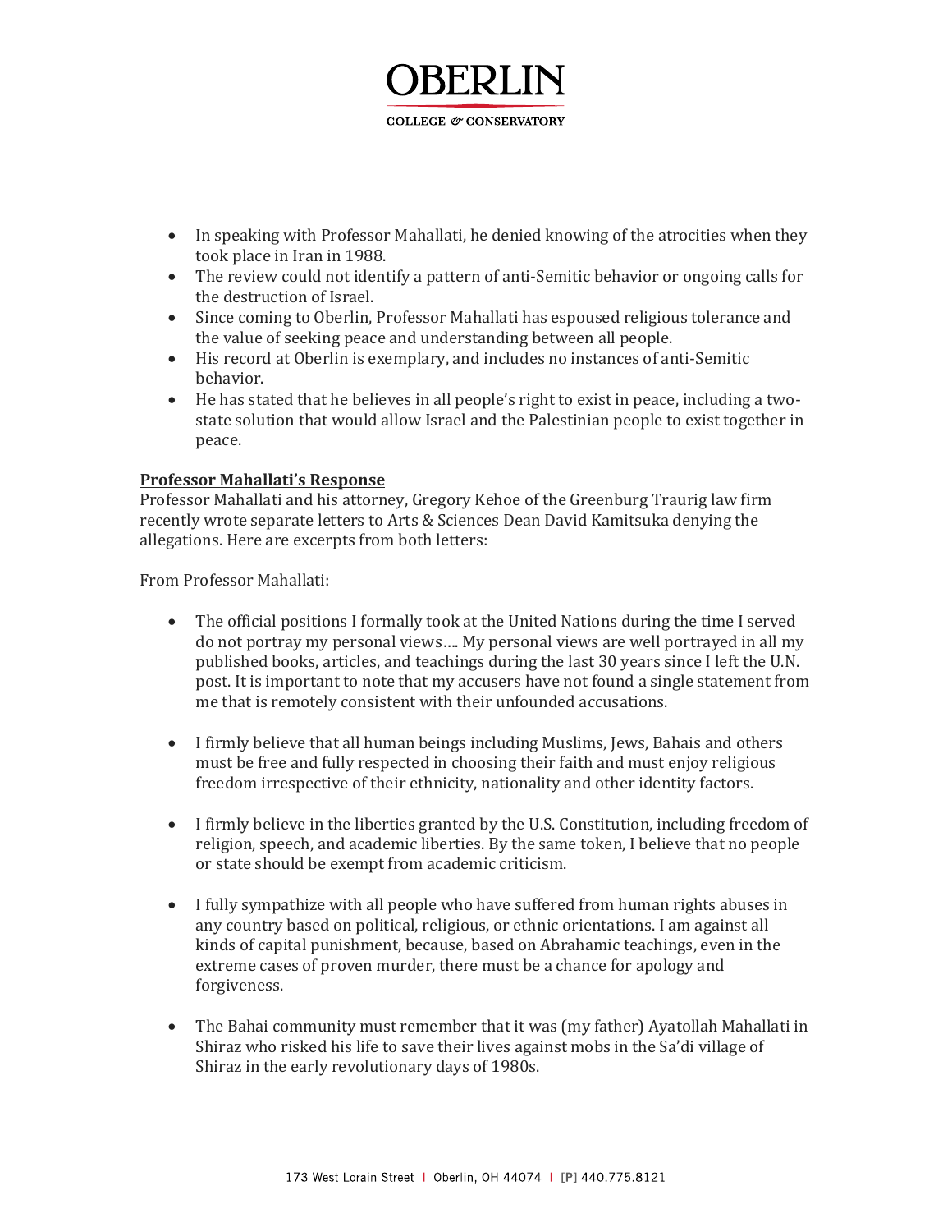- In speaking with Professor Mahallati, he denied knowing of the atrocities when they took place in Iran in 1988.
- The review could not identify a pattern of anti-Semitic behavior or ongoing calls for the destruction of Israel.
- Since coming to Oberlin, Professor Mahallati has espoused religious tolerance and the value of seeking peace and understanding between all people.
- His record at Oberlin is exemplary, and includes no instances of anti-Semitic behavior.
- He has stated that he believes in all people's right to exist in peace, including a two-state solution that would allow Israel and the Palestinian people to exist together in peace.

**Professor Mahallati's Response**

Professor Mahallati and his attorney, Gregory Kehoe of the Greenburg Traurig law firm recently wrote separate letters to Arts & Sciences Dean David Kamitsuka denying the allegations. Here are excerpts from both letters:

From Professor Mahallati:

- The official positions I formally took at the United Nations during the time I served do not portray my personal views…. My personal views are well portrayed in all my published books, articles, and teachings during the last 30 years since I left the U.N. post. It is important to note that my accusers have not found a single statement from me that is remotely consistent with their unfounded accusations.

- I firmly believe that all human beings including Muslims, Jews, Bahais and others must be free and fully respected in choosing their faith and must enjoy religious freedom irrespective of their ethnicity, nationality and other identity factors.

- I firmly believe in the liberties granted by the U.S. Constitution, including freedom of religion, speech, and academic liberties. By the same token, I believe that no people or state should be exempt from academic criticism.

- I fully sympathize with all people who have suffered from human rights abuses in any country based on political, religious, or ethnic orientations. I am against all kinds of capital punishment, because, based on Abrahamic teachings, even in the extreme cases of proven murder, there must be a chance for apology and forgiveness.

- The Bahai community must remember that it was (my father) Ayatollah Mahallati in Shiraz who risked his life to save their lives against mobs in the Sa'di village of Shiraz in the early revolutionary days of 1980s.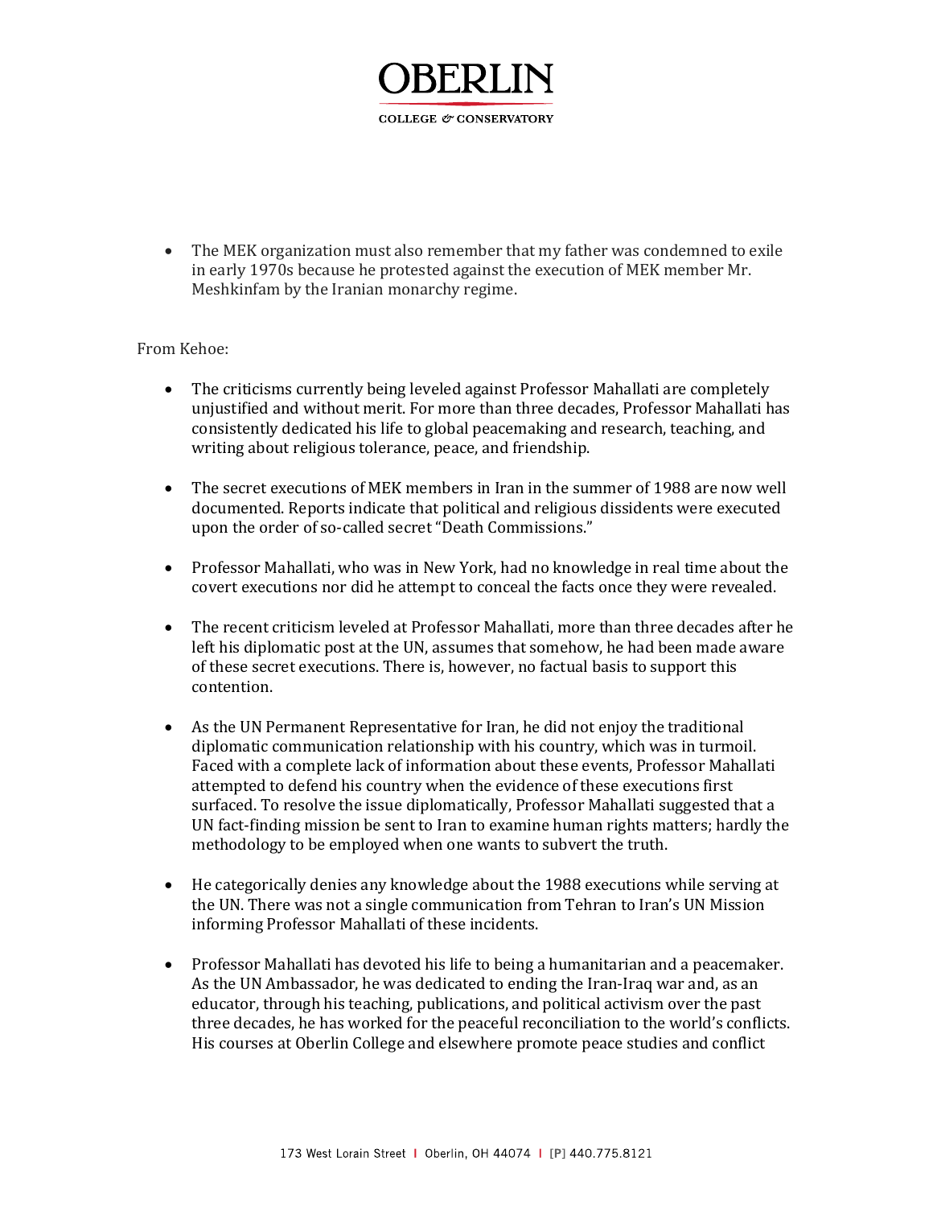- The MEK organization must also remember that my father was condemned to exile in early 1970s because he protested against the execution of MEK member Mr. Meshkinfam by the Iranian monarchy regime.

From Kehoe:

- The criticisms currently being leveled against Professor Mahallati are completely unjustified and without merit. For more than three decades, Professor Mahallati has consistently dedicated his life to global peacemaking and research, teaching, and writing about religious tolerance, peace, and friendship.

- The secret executions of MEK members in Iran in the summer of 1988 are now well documented. Reports indicate that political and religious dissidents were executed upon the order of so-called secret "Death Commissions."

- Professor Mahallati, who was in New York, had no knowledge in real time about the covert executions nor did he attempt to conceal the facts once they were revealed.

- The recent criticism leveled at Professor Mahallati, more than three decades after he left his diplomatic post at the UN, assumes that somehow, he had been made aware of these secret executions. There is, however, no factual basis to support this contention.

- As the UN Permanent Representative for Iran, he did not enjoy the traditional diplomatic communication relationship with his country, which was in turmoil. Faced with a complete lack of information about these events, Professor Mahallati attempted to defend his country when the evidence of these executions first surfaced. To resolve the issue diplomatically, Professor Mahallati suggested that a UN fact-finding mission be sent to Iran to examine human rights matters; hardly the methodology to be employed when one wants to subvert the truth.

- He categorically denies any knowledge about the 1988 executions while serving at the UN. There was not a single communication from Tehran to Iran's UN Mission informing Professor Mahallati of these incidents.

- Professor Mahallati has devoted his life to being a humanitarian and a peacemaker. As the UN Ambassador, he was dedicated to ending the Iran-Iraq war and, as an educator, through his teaching, publications, and political activism over the past three decades, he has worked for the peaceful reconciliation to the world's conflicts. His courses at Oberlin College and elsewhere promote peace studies and conflict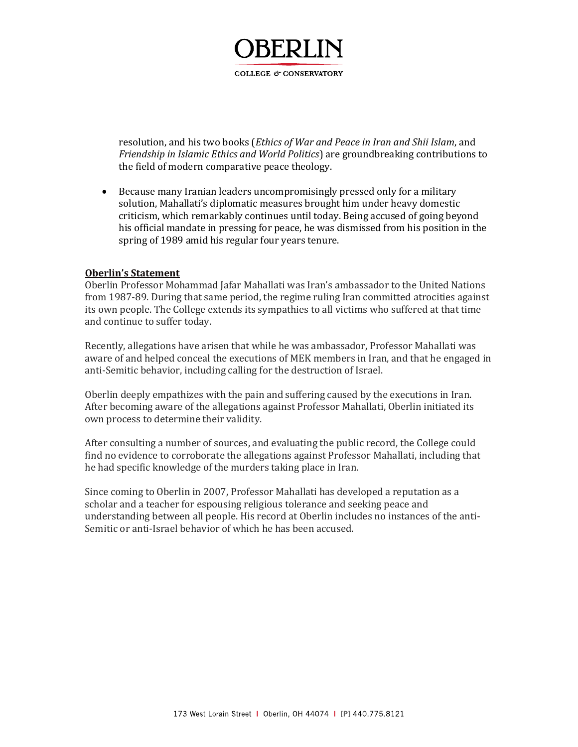resolution, and his two books (*Ethics of War and Peace in Iran and Shii Islam*, and *Friendship in Islamic Ethics and World Politics*) are groundbreaking contributions to the field of modern comparative peace theology.

- Because many Iranian leaders uncompromisingly pressed only for a military solution, Mahallati's diplomatic measures brought him under heavy domestic criticism, which remarkably continues until today. Being accused of going beyond his official mandate in pressing for peace, he was dismissed from his position in the spring of 1989 amid his regular four years tenure.

**Oberlin's Statement**

Oberlin Professor Mohammad Jafar Mahallati was Iran's ambassador to the United Nations from 1987-89. During that same period, the regime ruling Iran committed atrocities against its own people. The College extends its sympathies to all victims who suffered at that time and continue to suffer today.

Recently, allegations have arisen that while he was ambassador, Professor Mahallati was aware of and helped conceal the executions of MEK members in Iran, and that he engaged in anti-Semitic behavior, including calling for the destruction of Israel.

Oberlin deeply empathizes with the pain and suffering caused by the executions in Iran. After becoming aware of the allegations against Professor Mahallati, Oberlin initiated its own process to determine their validity.

After consulting a number of sources, and evaluating the public record, the College could find no evidence to corroborate the allegations against Professor Mahallati, including that he had specific knowledge of the murders taking place in Iran.

Since coming to Oberlin in 2007, Professor Mahallati has developed a reputation as a scholar and a teacher for espousing religious tolerance and seeking peace and understanding between all people. His record at Oberlin includes no instances of the anti-Semitic or anti-Israel behavior of which he has been accused.